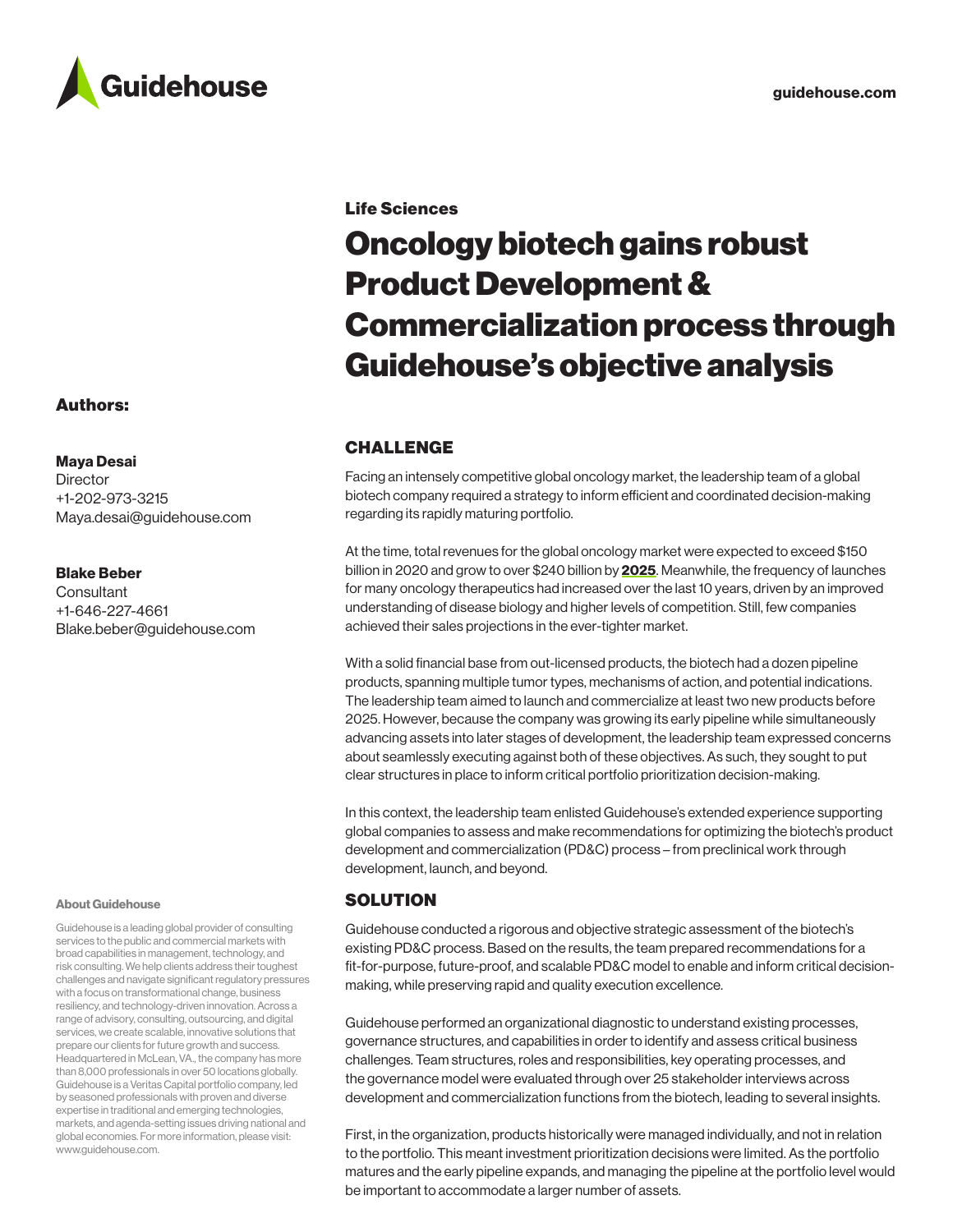Guidehouse

guidehouse.com

**Life Sciences**

# Oncology biotech gains robust Product Development & Commercialization process through Guidehouse's objective analysis

## CHALLENGE

Facing an intensely competitive global oncology market, the leadership team of a global biotech company required a strategy to inform efficient and coordinated decision-making regarding its rapidly maturing portfolio.

At the time, total revenues for the global oncology market were expected to exceed $150 billion in 2020 and grow to over $240 billion by **2025**. Meanwhile, the frequency of launches for many oncology therapeutics had increased over the last 10 years, driven by an improved understanding of disease biology and higher levels of competition. Still, few companies achieved their sales projections in the ever-tighter market.

With a solid financial base from out-licensed products, the biotech had a dozen pipeline products, spanning multiple tumor types, mechanisms of action, and potential indications. The leadership team aimed to launch and commercialize at least two new products before 2025. However, because the company was growing its early pipeline while simultaneously advancing assets into later stages of development, the leadership team expressed concerns about seamlessly executing against both of these objectives. As such, they sought to put clear structures in place to inform critical portfolio prioritization decision-making.

In this context, the leadership team enlisted Guidehouse's extended experience supporting global companies to assess and make recommendations for optimizing the biotech's product development and commercialization (PD&C) process – from preclinical work through development, launch, and beyond.

## SOLUTION

Guidehouse conducted a rigorous and objective strategic assessment of the biotech's existing PD&C process. Based on the results, the team prepared recommendations for a fit-for-purpose, future-proof, and scalable PD&C model to enable and inform critical decision-making, while preserving rapid and quality execution excellence.

Guidehouse performed an organizational diagnostic to understand existing processes, governance structures, and capabilities in order to identify and assess critical business challenges. Team structures, roles and responsibilities, key operating processes, and the governance model were evaluated through over 25 stakeholder interviews across development and commercialization functions from the biotech, leading to several insights.

First, in the organization, products historically were managed individually, and not in relation to the portfolio. This meant investment prioritization decisions were limited. As the portfolio matures and the early pipeline expands, and managing the pipeline at the portfolio level would be important to accommodate a larger number of assets.

### Authors:

**Maya Desai**
Director
+1-202-973-3215
Maya.desai@guidehouse.com

**Blake Beber**
Consultant
+1-646-227-4661
Blake.beber@guidehouse.com

**About Guidehouse**

Guidehouse is a leading global provider of consulting services to the public and commercial markets with broad capabilities in management, technology, and risk consulting. We help clients address their toughest challenges and navigate significant regulatory pressures with a focus on transformational change, business resiliency, and technology-driven innovation. Across a range of advisory, consulting, outsourcing, and digital services, we create scalable, innovative solutions that prepare our clients for future growth and success. Headquartered in McLean, VA., the company has more than 8,000 professionals in over 50 locations globally. Guidehouse is a Veritas Capital portfolio company, led by seasoned professionals with proven and diverse expertise in traditional and emerging technologies, markets, and agenda-setting issues driving national and global economies. For more information, please visit: www.guidehouse.com.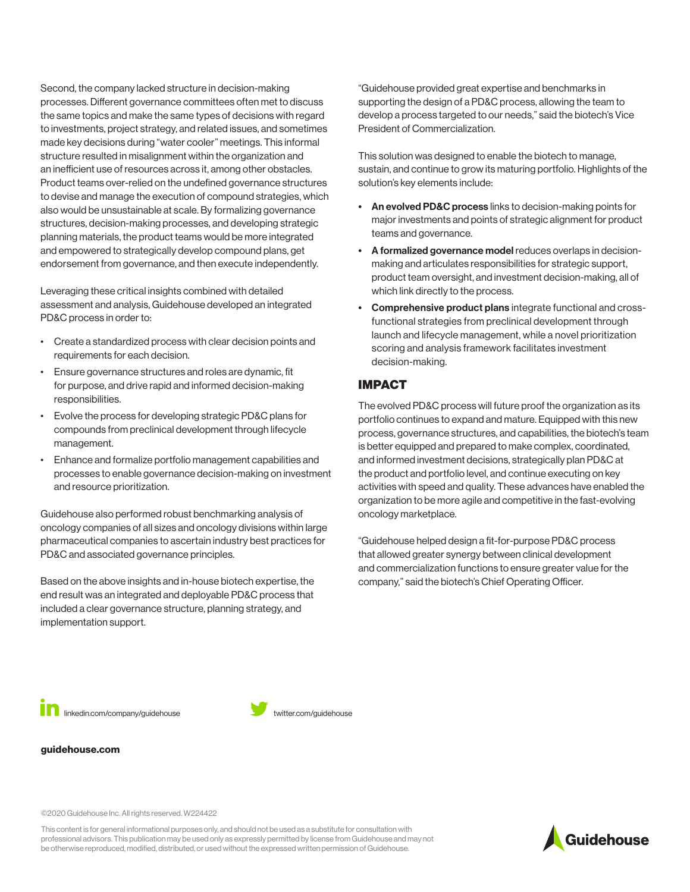Second, the company lacked structure in decision-making processes. Different governance committees often met to discuss the same topics and make the same types of decisions with regard to investments, project strategy, and related issues, and sometimes made key decisions during "water cooler" meetings. This informal structure resulted in misalignment within the organization and an inefficient use of resources across it, among other obstacles. Product teams over-relied on the undefined governance structures to devise and manage the execution of compound strategies, which also would be unsustainable at scale. By formalizing governance structures, decision-making processes, and developing strategic planning materials, the product teams would be more integrated and empowered to strategically develop compound plans, get endorsement from governance, and then execute independently.

Leveraging these critical insights combined with detailed assessment and analysis, Guidehouse developed an integrated PD&C process in order to:

- Create a standardized process with clear decision points and requirements for each decision.
- Ensure governance structures and roles are dynamic, fit for purpose, and drive rapid and informed decision-making responsibilities.
- Evolve the process for developing strategic PD&C plans for compounds from preclinical development through lifecycle management.
- Enhance and formalize portfolio management capabilities and processes to enable governance decision-making on investment and resource prioritization.

Guidehouse also performed robust benchmarking analysis of oncology companies of all sizes and oncology divisions within large pharmaceutical companies to ascertain industry best practices for PD&C and associated governance principles.

Based on the above insights and in-house biotech expertise, the end result was an integrated and deployable PD&C process that included a clear governance structure, planning strategy, and implementation support.

"Guidehouse provided great expertise and benchmarks in supporting the design of a PD&C process, allowing the team to develop a process targeted to our needs," said the biotech's Vice President of Commercialization.

This solution was designed to enable the biotech to manage, sustain, and continue to grow its maturing portfolio. Highlights of the solution's key elements include:

- **An evolved PD&C process** links to decision-making points for major investments and points of strategic alignment for product teams and governance.
- **A formalized governance model** reduces overlaps in decision-making and articulates responsibilities for strategic support, product team oversight, and investment decision-making, all of which link directly to the process.
- **Comprehensive product plans** integrate functional and cross-functional strategies from preclinical development through launch and lifecycle management, while a novel prioritization scoring and analysis framework facilitates investment decision-making.

## IMPACT

The evolved PD&C process will future proof the organization as its portfolio continues to expand and mature. Equipped with this new process, governance structures, and capabilities, the biotech's team is better equipped and prepared to make complex, coordinated, and informed investment decisions, strategically plan PD&C at the product and portfolio level, and continue executing on key activities with speed and quality. These advances have enabled the organization to be more agile and competitive in the fast-evolving oncology marketplace.

"Guidehouse helped design a fit-for-purpose PD&C process that allowed greater synergy between clinical development and commercialization functions to ensure greater value for the company," said the biotech's Chief Operating Officer.

linkedin.com/company/guidehouse

twitter.com/guidehouse

**guidehouse.com**

©2020 Guidehouse Inc. All rights reserved. W224422

This content is for general informational purposes only, and should not be used as a substitute for consultation with professional advisors. This publication may be used only as expressly permitted by license from Guidehouse and may not be otherwise reproduced, modified, distributed, or used without the expressed written permission of Guidehouse.